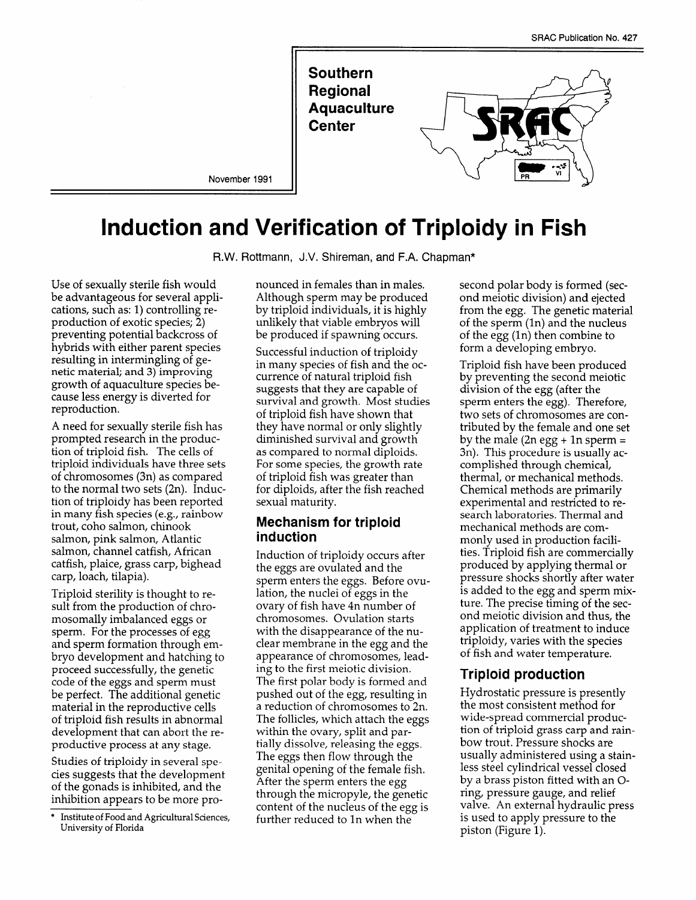SRAC Publication No. 427

**Southern Regional Aquaculture Center**

November 1991

# Induction and Verification of Triploidy in Fish

R.W. Rottmann, J.V. Shireman, and F.A. Chapman*

Use of sexually sterile fish would be advantageous for several applications, such as: 1) controlling reproduction of exotic species; 2) preventing potential backcross of hybrids with either parent species resulting in intermingling of genetic material; and 3) improving growth of aquaculture species because less energy is diverted for reproduction.

A need for sexually sterile fish has prompted research in the production of triploid fish. The cells of triploid individuals have three sets of chromosomes (3n) as compared to the normal two sets (2n). Induction of triploidy has been reported in many fish species (e.g., rainbow trout, coho salmon, chinook salmon, pink salmon, Atlantic salmon, channel catfish, African catfish, plaice, grass carp, bighead carp, loach, tilapia).

Triploid sterility is thought to result from the production of chromosomally imbalanced eggs or sperm. For the processes of egg and sperm formation through embryo development and hatching to proceed successfully, the genetic code of the eggs and sperm must be perfect. The additional genetic material in the reproductive cells of triploid fish results in abnormal development that can abort the reproductive process at any stage.

Studies of triploidy in several species suggests that the development of the gonads is inhibited, and the inhibition appears to be more pronounced in females than in males. Although sperm may be produced by triploid individuals, it is highly unlikely that viable embryos will be produced if spawning occurs.

Successful induction of triploidy in many species of fish and the occurrence of natural triploid fish suggests that they are capable of survival and growth. Most studies of triploid fish have shown that they have normal or only slightly diminished survival and growth as compared to normal diploids. For some species, the growth rate of triploid fish was greater than for diploids, after the fish reached sexual maturity.

## Mechanism for triploid induction

Induction of triploidy occurs after the eggs are ovulated and the sperm enters the eggs. Before ovulation, the nuclei of eggs in the ovary of fish have 4n number of chromosomes. Ovulation starts with the disappearance of the nuclear membrane in the egg and the appearance of chromosomes, leading to the first meiotic division. The first polar body is formed and pushed out of the egg, resulting in a reduction of chromosomes to 2n. The follicles, which attach the eggs within the ovary, split and partially dissolve, releasing the eggs. The eggs then flow through the genital opening of the female fish. After the sperm enters the egg through the micropyle, the genetic content of the nucleus of the egg is further reduced to 1n when the second polar body is formed (second meiotic division) and ejected from the egg. The genetic material of the sperm (1n) and the nucleus of the egg (1n) then combine to form a developing embryo.

Triploid fish have been produced by preventing the second meiotic division of the egg (after the sperm enters the egg). Therefore, two sets of chromosomes are contributed by the female and one set by the male (2n egg + 1n sperm = 3n). This procedure is usually accomplished through chemical, thermal, or mechanical methods. Chemical methods are primarily experimental and restricted to research laboratories. Thermal and mechanical methods are commonly used in production facilities. Triploid fish are commercially produced by applying thermal or pressure shocks shortly after water is added to the egg and sperm mixture. The precise timing of the second meiotic division and thus, the application of treatment to induce triploidy, varies with the species of fish and water temperature.

## Triploid production

Hydrostatic pressure is presently the most consistent method for wide-spread commercial production of triploid grass carp and rainbow trout. Pressure shocks are usually administered using a stainless steel cylindrical vessel closed by a brass piston fitted with an O-ring, pressure gauge, and relief valve. An external hydraulic press is used to apply pressure to the piston (Figure 1).

* Institute of Food and Agricultural Sciences, University of Florida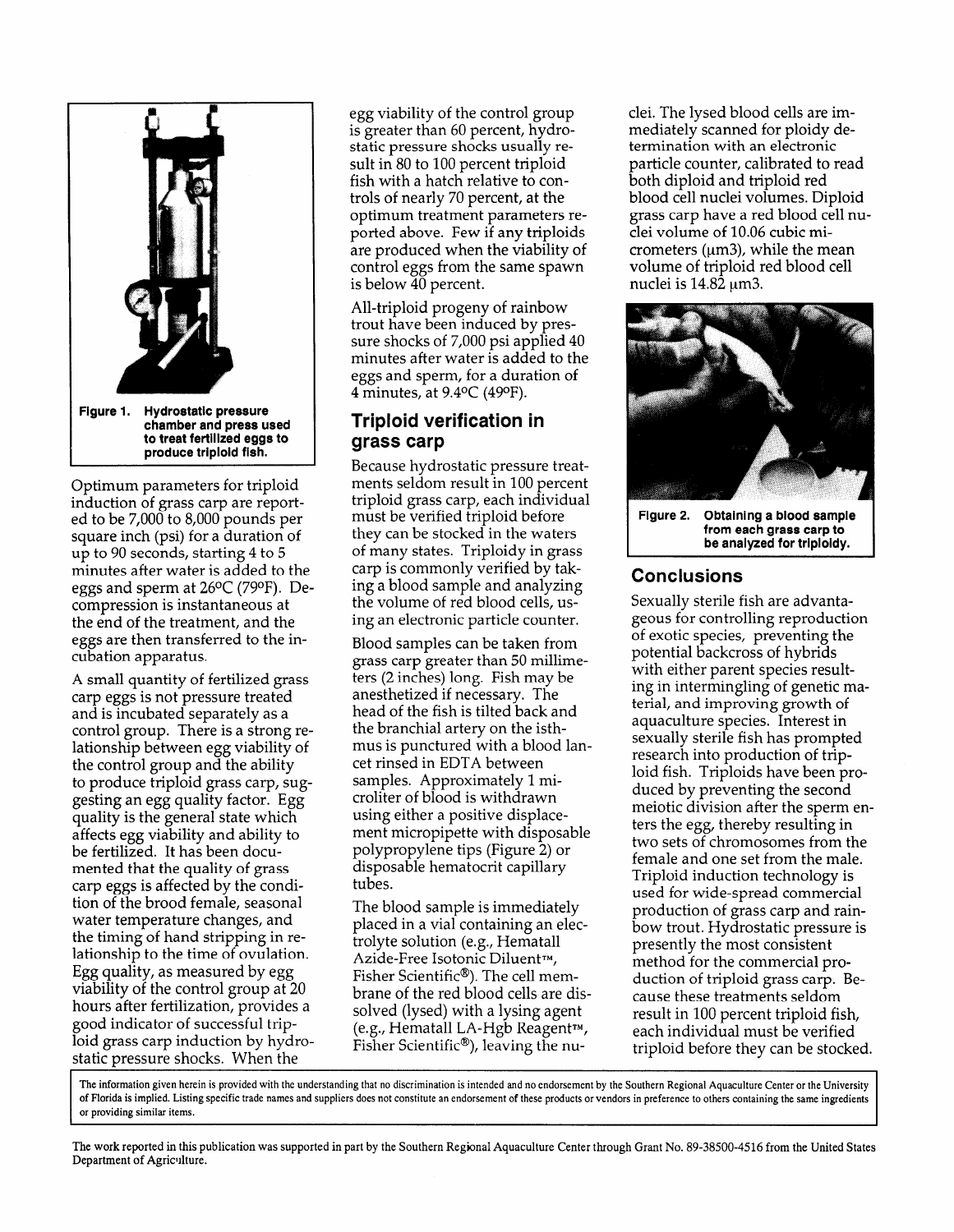Figure 1. Hydrostatic pressure chamber and press used to treat fertilized eggs to produce triploid fish.

Optimum parameters for triploid induction of grass carp are reported to be 7,000 to 8,000 pounds per square inch (psi) for a duration of up to 90 seconds, starting 4 to 5 minutes after water is added to the eggs and sperm at 26°C (79°F). Decompression is instantaneous at the end of the treatment, and the eggs are then transferred to the incubation apparatus.

A small quantity of fertilized grass carp eggs is not pressure treated and is incubated separately as a control group. There is a strong relationship between egg viability of the control group and the ability to produce triploid grass carp, suggesting an egg quality factor. Egg quality is the general state which affects egg viability and ability to be fertilized. It has been documented that the quality of grass carp eggs is affected by the condition of the brood female, seasonal water temperature changes, and the timing of hand stripping in relationship to the time of ovulation. Egg quality, as measured by egg viability of the control group at 20 hours after fertilization, provides a good indicator of successful triploid grass carp induction by hydrostatic pressure shocks. When the egg viability of the control group is greater than 60 percent, hydrostatic pressure shocks usually result in 80 to 100 percent triploid fish with a hatch relative to controls of nearly 70 percent, at the optimum treatment parameters reported above. Few if any triploids are produced when the viability of control eggs from the same spawn is below 40 percent.

All-triploid progeny of rainbow trout have been induced by pressure shocks of 7,000 psi applied 40 minutes after water is added to the eggs and sperm, for a duration of 4 minutes, at 9.4°C (49°F).

## Triploid verification in grass carp

Because hydrostatic pressure treatments seldom result in 100 percent triploid grass carp, each individual must be verified triploid before they can be stocked in the waters of many states. Triploidy in grass carp is commonly verified by taking a blood sample and analyzing the volume of red blood cells, using an electronic particle counter.

Blood samples can be taken from grass carp greater than 50 millimeters (2 inches) long. Fish may be anesthetized if necessary. The head of the fish is tilted back and the branchial artery on the isthmus is punctured with a blood lancet rinsed in EDTA between samples. Approximately 1 microliter of blood is withdrawn using either a positive displacement micropipette with disposable polypropylene tips (Figure 2) or disposable hematocrit capillary tubes.

The blood sample is immediately placed in a vial containing an electrolyte solution (e.g., Hematall Azide-Free Isotonic Diluent™, Fisher Scientific®). The cell membrane of the red blood cells are dissolved (lysed) with a lysing agent (e.g., Hematall LA-Hgb Reagent™, Fisher Scientific®), leaving the nuclei. The lysed blood cells are immediately scanned for ploidy determination with an electronic particle counter, calibrated to read both diploid and triploid red blood cell nuclei volumes. Diploid grass carp have a red blood cell nuclei volume of 10.06 cubic micrometers ($\mu m3$), while the mean volume of triploid red blood cell nuclei is 14.82 $\mu m3$.

Figure 2. Obtaining a blood sample from each grass carp to be analyzed for triploidy.

## Conclusions

Sexually sterile fish are advantageous for controlling reproduction of exotic species, preventing the potential backcross of hybrids with either parent species resulting in intermingling of genetic material, and improving growth of aquaculture species. Interest in sexually sterile fish has prompted research into production of triploid fish. Triploids have been produced by preventing the second meiotic division after the sperm enters the egg, thereby resulting in two sets of chromosomes from the female and one set from the male. Triploid induction technology is used for wide-spread commercial production of grass carp and rainbow trout. Hydrostatic pressure is presently the most consistent method for the commercial production of triploid grass carp. Because these treatments seldom result in 100 percent triploid fish, each individual must be verified triploid before they can be stocked.

The information given herein is provided with the understanding that no discrimination is intended and no endorsement by the Southern Regional Aquaculture Center or the University of Florida is implied. Listing specific trade names and suppliers does not constitute an endorsement of these products or vendors in preference to others containing the same ingredients or providing similar items.

The work reported in this publication was supported in part by the Southern Regional Aquaculture Center through Grant No. 89-38500-4516 from the United States Department of Agriculture.